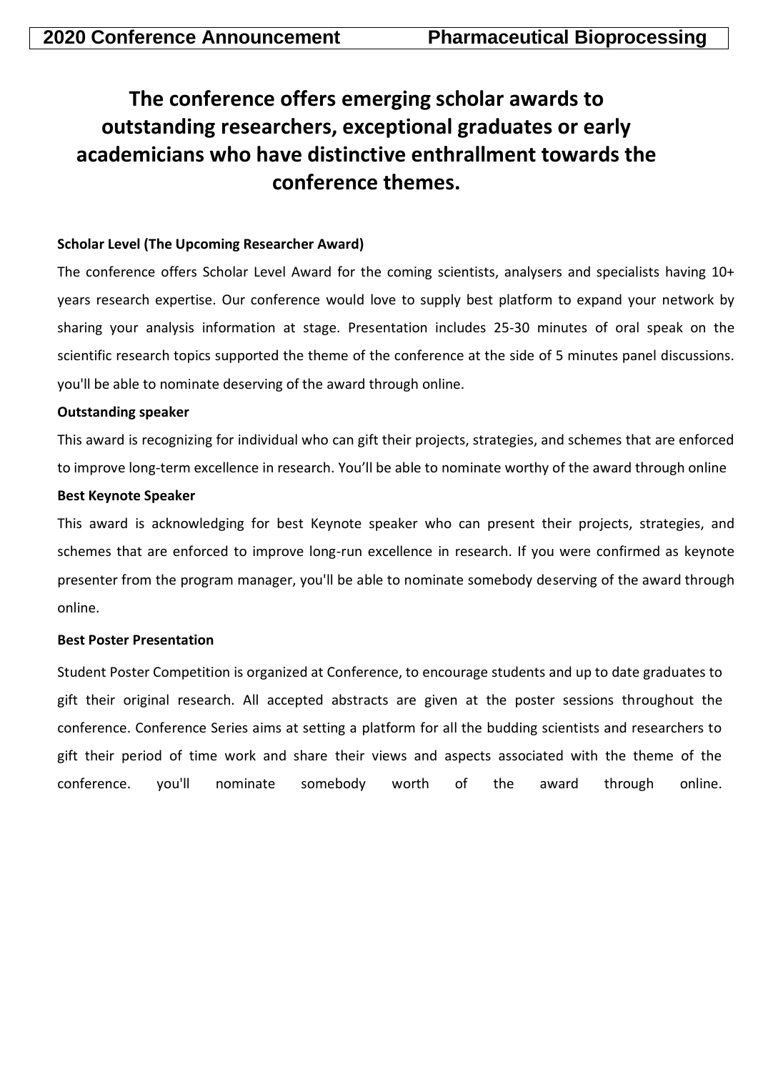# The conference offers emerging scholar awards to outstanding researchers, exceptional graduates or early academicians who have distinctive enthrallment towards the conference themes.

**Scholar Level (The Upcoming Researcher Award)**

The conference offers Scholar Level Award for the coming scientists, analysers and specialists having 10+ years research expertise. Our conference would love to supply best platform to expand your network by sharing your analysis information at stage. Presentation includes 25-30 minutes of oral speak on the scientific research topics supported the theme of the conference at the side of 5 minutes panel discussions. you'll be able to nominate deserving of the award through online.

**Outstanding speaker**

This award is recognizing for individual who can gift their projects, strategies, and schemes that are enforced to improve long-term excellence in research. You'll be able to nominate worthy of the award through online

**Best Keynote Speaker**

This award is acknowledging for best Keynote speaker who can present their projects, strategies, and schemes that are enforced to improve long-run excellence in research. If you were confirmed as keynote presenter from the program manager, you'll be able to nominate somebody deserving of the award through online.

**Best Poster Presentation**

Student Poster Competition is organized at Conference, to encourage students and up to date graduates to gift their original research. All accepted abstracts are given at the poster sessions throughout the conference. Conference Series aims at setting a platform for all the budding scientists and researchers to gift their period of time work and share their views and aspects associated with the theme of the conference. you'll nominate somebody worth of the award through online.